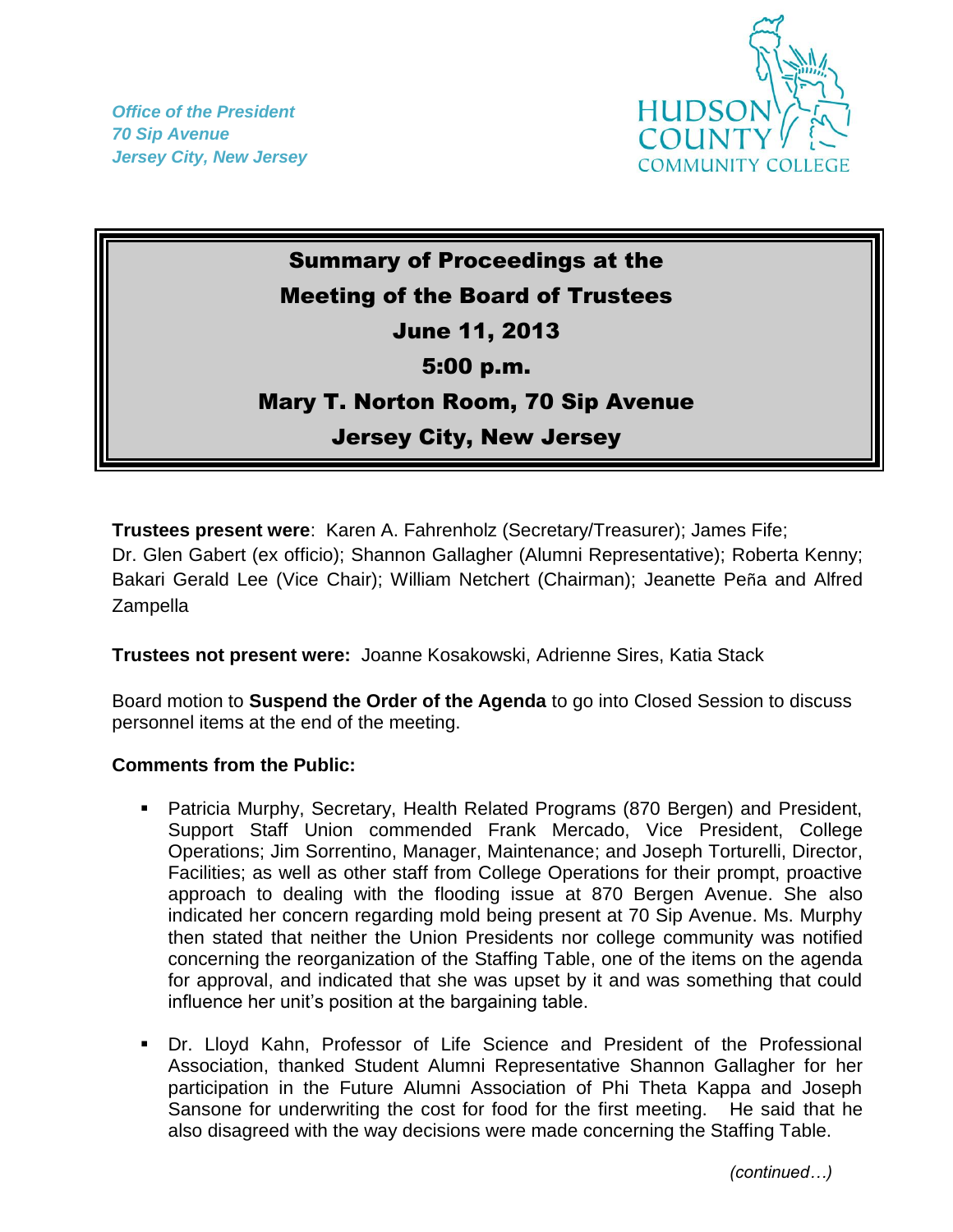*Office of the President*
*70 Sip Avenue*
*Jersey City, New Jersey*

HUDSON COUNTY COMMUNITY COLLEGE

# Summary of Proceedings at the Meeting of the Board of Trustees
## June 11, 2013
## 5:00 p.m.
## Mary T. Norton Room, 70 Sip Avenue
## Jersey City, New Jersey

**Trustees present were**: Karen A. Fahrenholz (Secretary/Treasurer); James Fife; Dr. Glen Gabert (ex officio); Shannon Gallagher (Alumni Representative); Roberta Kenny; Bakari Gerald Lee (Vice Chair); William Netchert (Chairman); Jeanette Peña and Alfred Zampella

**Trustees not present were:** Joanne Kosakowski, Adrienne Sires, Katia Stack

Board motion to **Suspend the Order of the Agenda** to go into Closed Session to discuss personnel items at the end of the meeting.

**Comments from the Public:**

- Patricia Murphy, Secretary, Health Related Programs (870 Bergen) and President, Support Staff Union commended Frank Mercado, Vice President, College Operations; Jim Sorrentino, Manager, Maintenance; and Joseph Torturelli, Director, Facilities; as well as other staff from College Operations for their prompt, proactive approach to dealing with the flooding issue at 870 Bergen Avenue. She also indicated her concern regarding mold being present at 70 Sip Avenue. Ms. Murphy then stated that neither the Union Presidents nor college community was notified concerning the reorganization of the Staffing Table, one of the items on the agenda for approval, and indicated that she was upset by it and was something that could influence her unit's position at the bargaining table.

- Dr. Lloyd Kahn, Professor of Life Science and President of the Professional Association, thanked Student Alumni Representative Shannon Gallagher for her participation in the Future Alumni Association of Phi Theta Kappa and Joseph Sansone for underwriting the cost for food for the first meeting. He said that he also disagreed with the way decisions were made concerning the Staffing Table.

*(continued…)*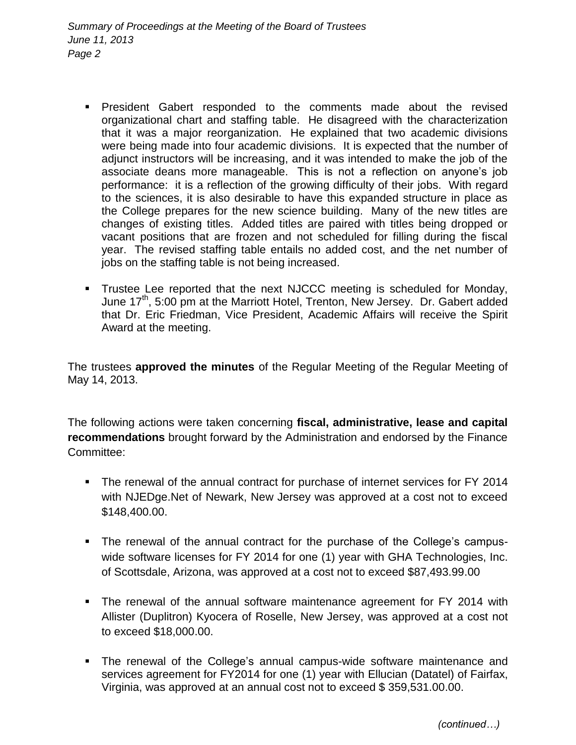- President Gabert responded to the comments made about the revised organizational chart and staffing table. He disagreed with the characterization that it was a major reorganization. He explained that two academic divisions were being made into four academic divisions. It is expected that the number of adjunct instructors will be increasing, and it was intended to make the job of the associate deans more manageable. This is not a reflection on anyone's job performance: it is a reflection of the growing difficulty of their jobs. With regard to the sciences, it is also desirable to have this expanded structure in place as the College prepares for the new science building. Many of the new titles are changes of existing titles. Added titles are paired with titles being dropped or vacant positions that are frozen and not scheduled for filling during the fiscal year. The revised staffing table entails no added cost, and the net number of jobs on the staffing table is not being increased.

- Trustee Lee reported that the next NJCCC meeting is scheduled for Monday, June 17th, 5:00 pm at the Marriott Hotel, Trenton, New Jersey. Dr. Gabert added that Dr. Eric Friedman, Vice President, Academic Affairs will receive the Spirit Award at the meeting.

The trustees **approved the minutes** of the Regular Meeting of the Regular Meeting of May 14, 2013.

The following actions were taken concerning **fiscal, administrative, lease and capital recommendations** brought forward by the Administration and endorsed by the Finance Committee:

- The renewal of the annual contract for purchase of internet services for FY 2014 with NJEDge.Net of Newark, New Jersey was approved at a cost not to exceed \$148,400.00.

- The renewal of the annual contract for the purchase of the College's campus-wide software licenses for FY 2014 for one (1) year with GHA Technologies, Inc. of Scottsdale, Arizona, was approved at a cost not to exceed \$87,493.99.00

- The renewal of the annual software maintenance agreement for FY 2014 with Allister (Duplitron) Kyocera of Roselle, New Jersey, was approved at a cost not to exceed \$18,000.00.

- The renewal of the College's annual campus-wide software maintenance and services agreement for FY2014 for one (1) year with Ellucian (Datatel) of Fairfax, Virginia, was approved at an annual cost not to exceed \$ 359,531.00.00.

*(continued…)*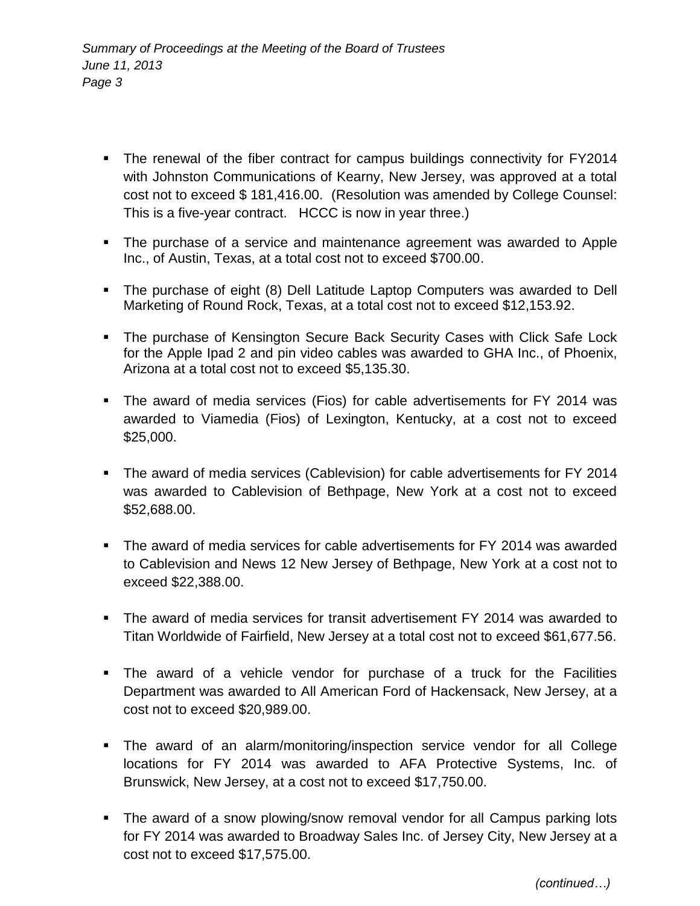- The renewal of the fiber contract for campus buildings connectivity for FY2014 with Johnston Communications of Kearny, New Jersey, was approved at a total cost not to exceed $ 181,416.00. (Resolution was amended by College Counsel: This is a five-year contract. HCCC is now in year three.)

- The purchase of a service and maintenance agreement was awarded to Apple Inc., of Austin, Texas, at a total cost not to exceed $700.00.

- The purchase of eight (8) Dell Latitude Laptop Computers was awarded to Dell Marketing of Round Rock, Texas, at a total cost not to exceed $12,153.92.

- The purchase of Kensington Secure Back Security Cases with Click Safe Lock for the Apple Ipad 2 and pin video cables was awarded to GHA Inc., of Phoenix, Arizona at a total cost not to exceed $5,135.30.

- The award of media services (Fios) for cable advertisements for FY 2014 was awarded to Viamedia (Fios) of Lexington, Kentucky, at a cost not to exceed $25,000.

- The award of media services (Cablevision) for cable advertisements for FY 2014 was awarded to Cablevision of Bethpage, New York at a cost not to exceed $52,688.00.

- The award of media services for cable advertisements for FY 2014 was awarded to Cablevision and News 12 New Jersey of Bethpage, New York at a cost not to exceed $22,388.00.

- The award of media services for transit advertisement FY 2014 was awarded to Titan Worldwide of Fairfield, New Jersey at a total cost not to exceed $61,677.56.

- The award of a vehicle vendor for purchase of a truck for the Facilities Department was awarded to All American Ford of Hackensack, New Jersey, at a cost not to exceed $20,989.00.

- The award of an alarm/monitoring/inspection service vendor for all College locations for FY 2014 was awarded to AFA Protective Systems, Inc. of Brunswick, New Jersey, at a cost not to exceed $17,750.00.

- The award of a snow plowing/snow removal vendor for all Campus parking lots for FY 2014 was awarded to Broadway Sales Inc. of Jersey City, New Jersey at a cost not to exceed $17,575.00.

*(continued…)*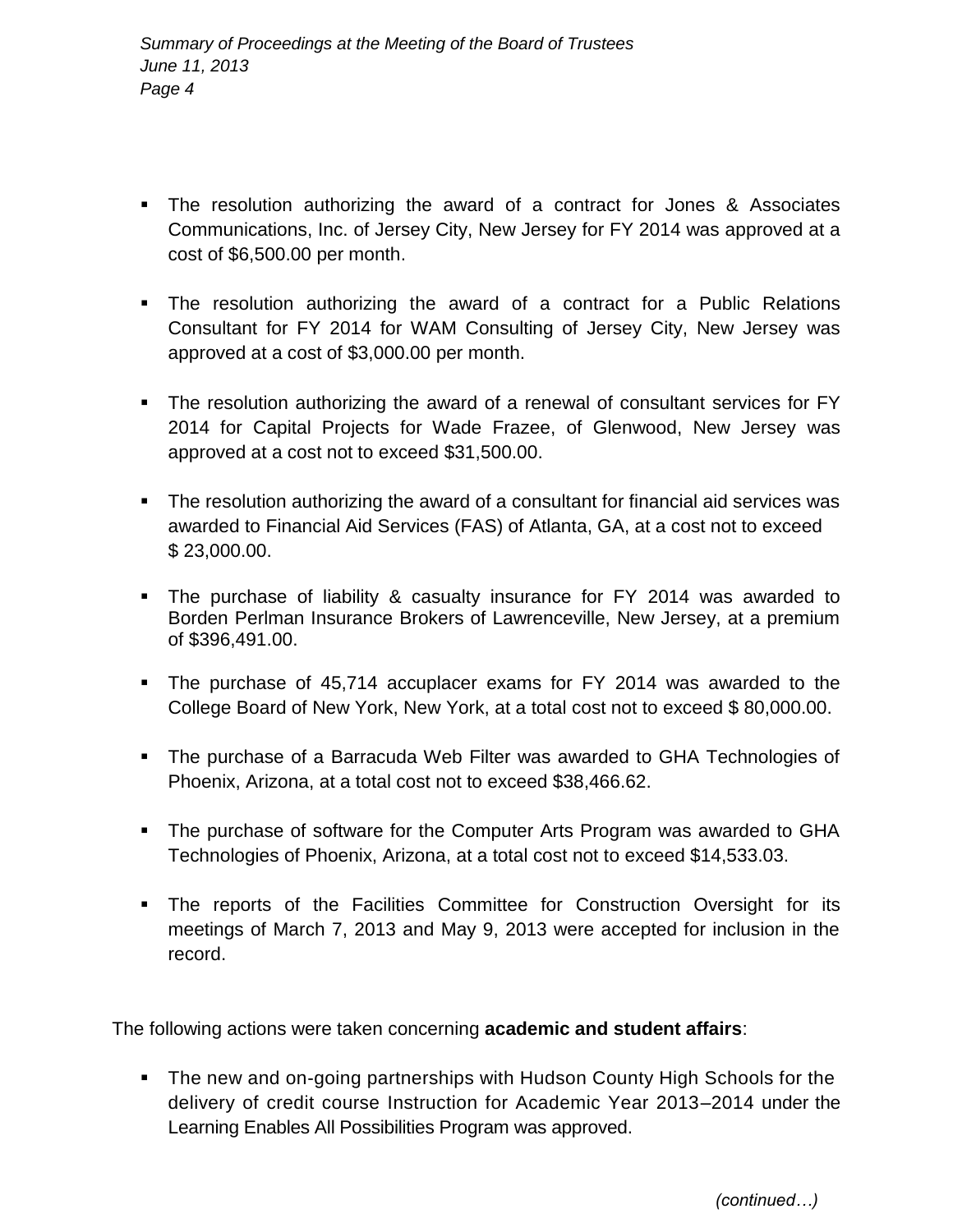- The resolution authorizing the award of a contract for Jones & Associates Communications, Inc. of Jersey City, New Jersey for FY 2014 was approved at a cost of $6,500.00 per month.

- The resolution authorizing the award of a contract for a Public Relations Consultant for FY 2014 for WAM Consulting of Jersey City, New Jersey was approved at a cost of $3,000.00 per month.

- The resolution authorizing the award of a renewal of consultant services for FY 2014 for Capital Projects for Wade Frazee, of Glenwood, New Jersey was approved at a cost not to exceed $31,500.00.

- The resolution authorizing the award of a consultant for financial aid services was awarded to Financial Aid Services (FAS) of Atlanta, GA, at a cost not to exceed $ 23,000.00.

- The purchase of liability & casualty insurance for FY 2014 was awarded to Borden Perlman Insurance Brokers of Lawrenceville, New Jersey, at a premium of $396,491.00.

- The purchase of 45,714 accuplacer exams for FY 2014 was awarded to the College Board of New York, New York, at a total cost not to exceed $ 80,000.00.

- The purchase of a Barracuda Web Filter was awarded to GHA Technologies of Phoenix, Arizona, at a total cost not to exceed $38,466.62.

- The purchase of software for the Computer Arts Program was awarded to GHA Technologies of Phoenix, Arizona, at a total cost not to exceed $14,533.03.

- The reports of the Facilities Committee for Construction Oversight for its meetings of March 7, 2013 and May 9, 2013 were accepted for inclusion in the record.

The following actions were taken concerning **academic and student affairs**:

- The new and on-going partnerships with Hudson County High Schools for the delivery of credit course Instruction for Academic Year 2013–2014 under the Learning Enables All Possibilities Program was approved.

*(continued…)*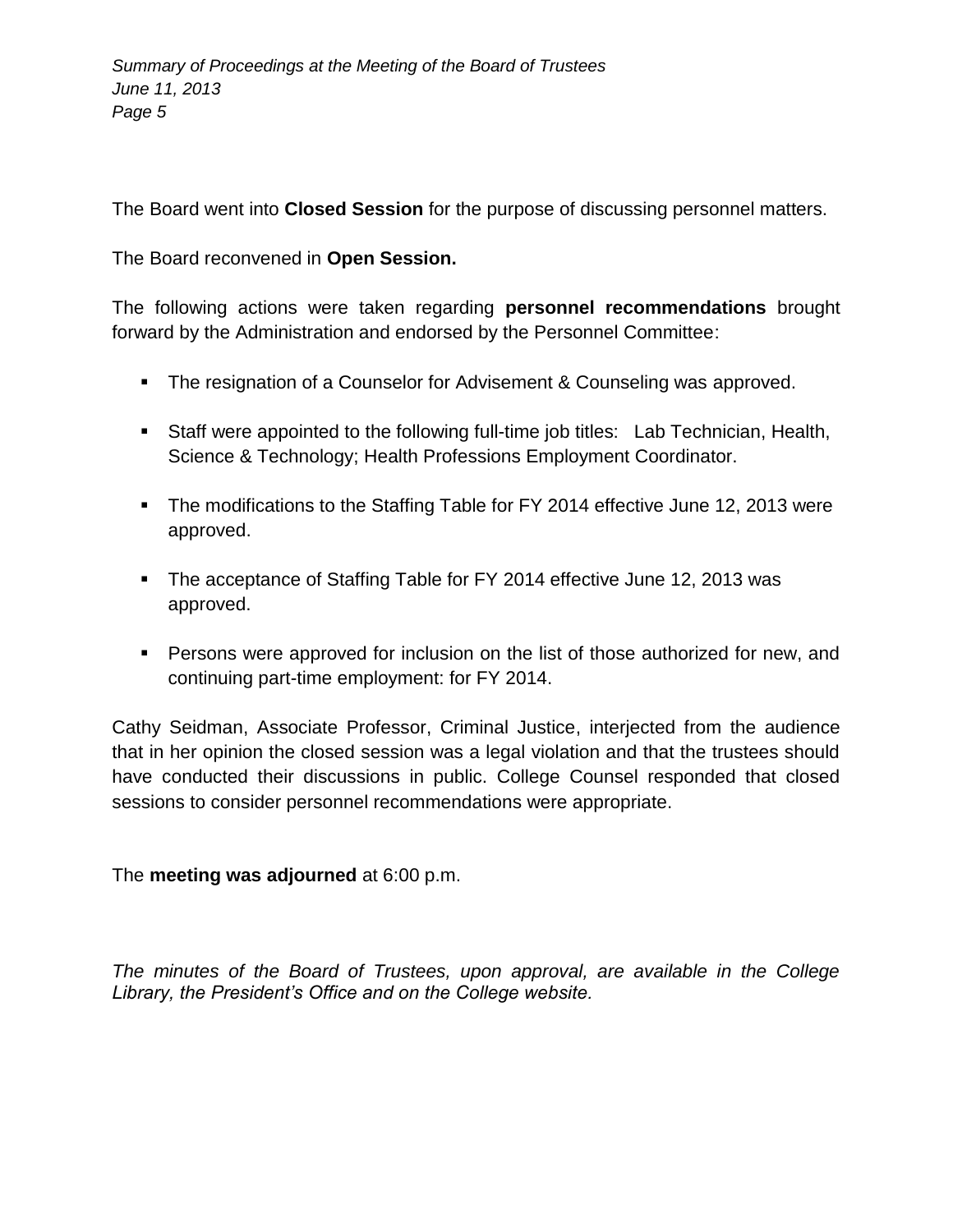The Board went into **Closed Session** for the purpose of discussing personnel matters.

The Board reconvened in **Open Session.**

The following actions were taken regarding **personnel recommendations** brought forward by the Administration and endorsed by the Personnel Committee:

- The resignation of a Counselor for Advisement & Counseling was approved.
- Staff were appointed to the following full-time job titles: Lab Technician, Health, Science & Technology; Health Professions Employment Coordinator.
- The modifications to the Staffing Table for FY 2014 effective June 12, 2013 were approved.
- The acceptance of Staffing Table for FY 2014 effective June 12, 2013 was approved.
- Persons were approved for inclusion on the list of those authorized for new, and continuing part-time employment: for FY 2014.

Cathy Seidman, Associate Professor, Criminal Justice, interjected from the audience that in her opinion the closed session was a legal violation and that the trustees should have conducted their discussions in public. College Counsel responded that closed sessions to consider personnel recommendations were appropriate.

The **meeting was adjourned** at 6:00 p.m.

*The minutes of the Board of Trustees, upon approval, are available in the College Library, the President's Office and on the College website.*